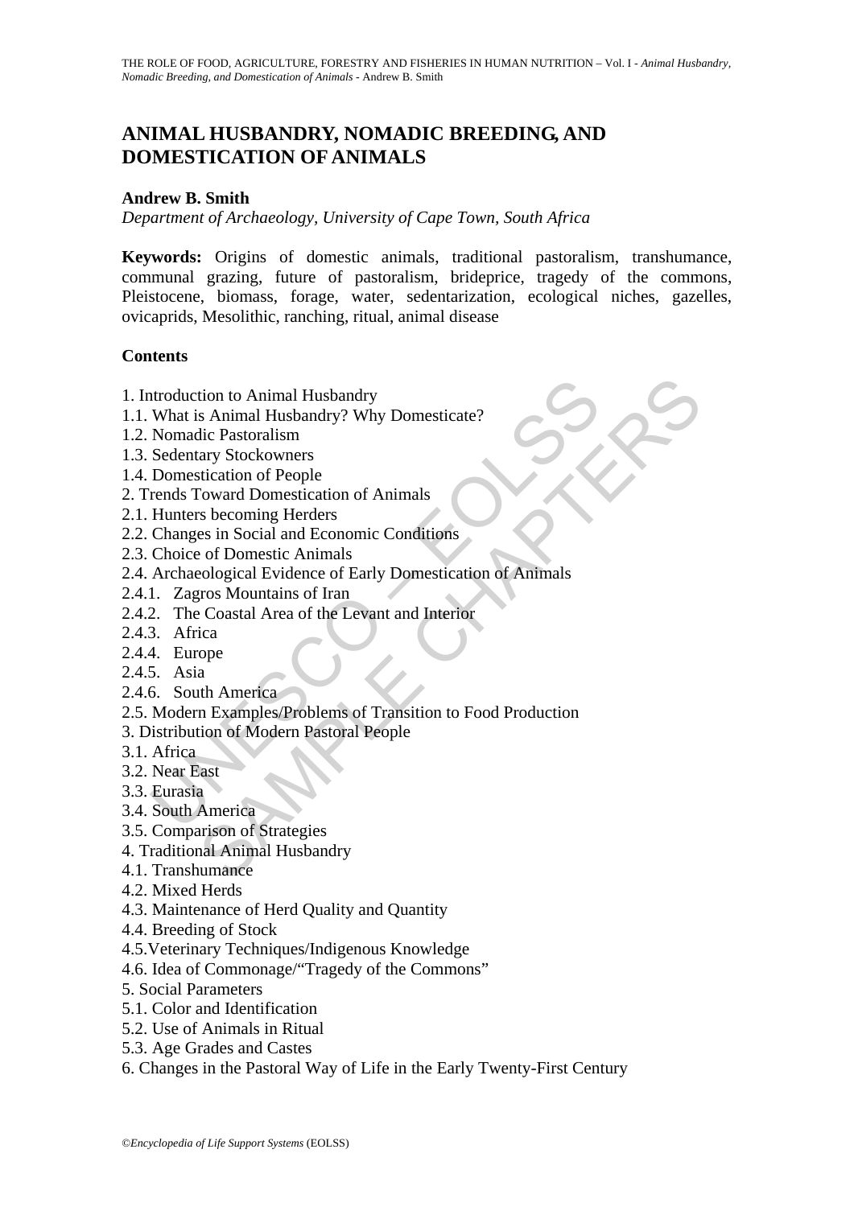# ANIMAL HUSBANDRY, NOMADIC BREEDING, AND DOMESTICATION OF ANIMALS

**Andrew B. Smith**

*Department of Archaeology, University of Cape Town, South Africa*

**Keywords:** Origins of domestic animals, traditional pastoralism, transhumance, communal grazing, future of pastoralism, brideprice, tragedy of the commons, Pleistocene, biomass, forage, water, sedentarization, ecological niches, gazelles, ovicaprids, Mesolithic, ranching, ritual, animal disease

**Contents**

1. Introduction to Animal Husbandry
1.1. What is Animal Husbandry? Why Domesticate?
1.2. Nomadic Pastoralism
1.3. Sedentary Stockowners
1.4. Domestication of People
2. Trends Toward Domestication of Animals
2.1. Hunters becoming Herders
2.2. Changes in Social and Economic Conditions
2.3. Choice of Domestic Animals
2.4. Archaeological Evidence of Early Domestication of Animals
2.4.1. Zagros Mountains of Iran
2.4.2. The Coastal Area of the Levant and Interior
2.4.3. Africa
2.4.4. Europe
2.4.5. Asia
2.4.6. South America
2.5. Modern Examples/Problems of Transition to Food Production
3. Distribution of Modern Pastoral People
3.1. Africa
3.2. Near East
3.3. Eurasia
3.4. South America
3.5. Comparison of Strategies
4. Traditional Animal Husbandry
4.1. Transhumance
4.2. Mixed Herds
4.3. Maintenance of Herd Quality and Quantity
4.4. Breeding of Stock
4.5. Veterinary Techniques/Indigenous Knowledge
4.6. Idea of Commonage/"Tragedy of the Commons"
5. Social Parameters
5.1. Color and Identification
5.2. Use of Animals in Ritual
5.3. Age Grades and Castes
6. Changes in the Pastoral Way of Life in the Early Twenty-First Century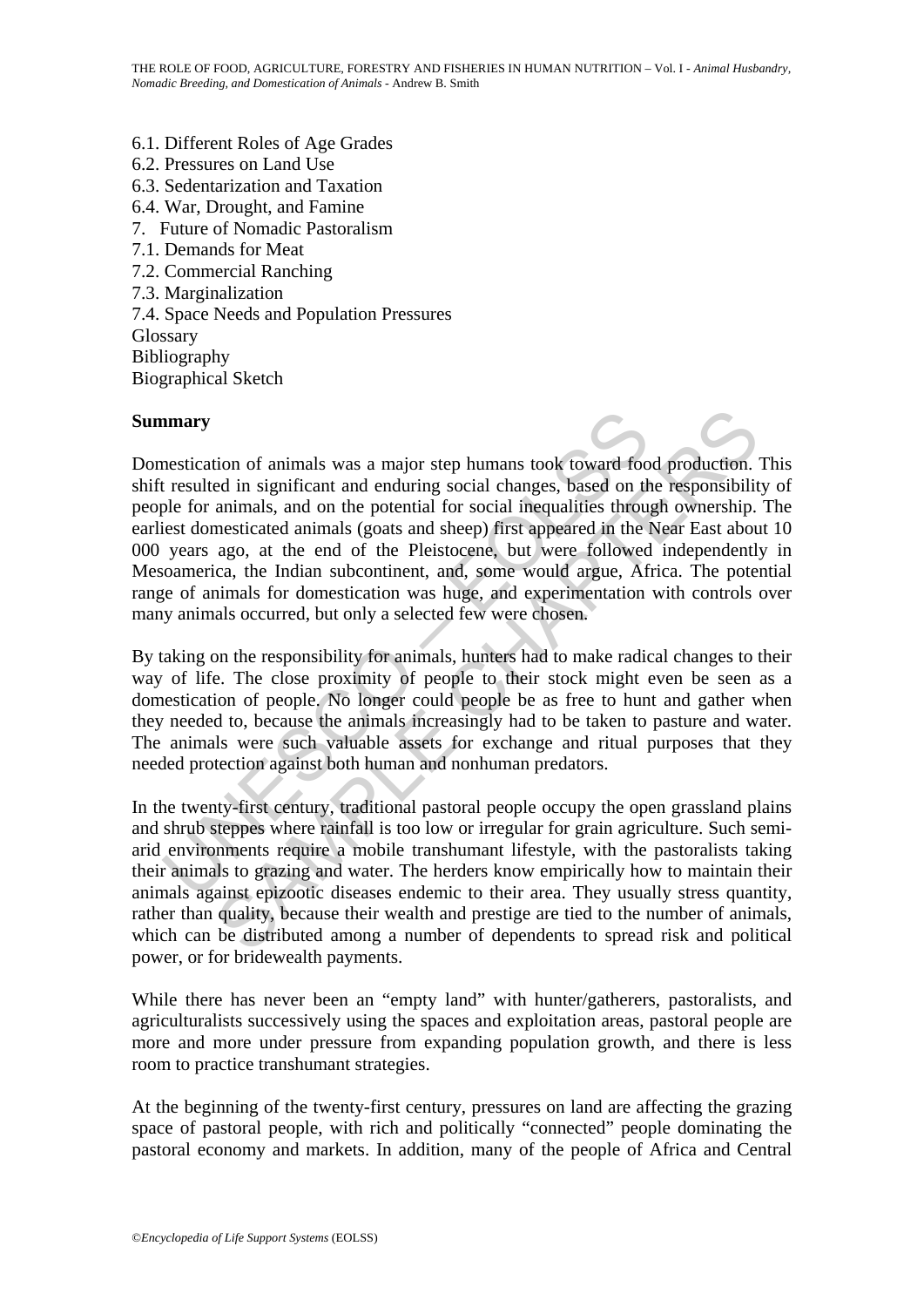6.1. Different Roles of Age Grades
6.2. Pressures on Land Use
6.3. Sedentarization and Taxation
6.4. War, Drought, and Famine
7. Future of Nomadic Pastoralism
7.1. Demands for Meat
7.2. Commercial Ranching
7.3. Marginalization
7.4. Space Needs and Population Pressures
Glossary
Bibliography
Biographical Sketch

## Summary

Domestication of animals was a major step humans took toward food production. This shift resulted in significant and enduring social changes, based on the responsibility of people for animals, and on the potential for social inequalities through ownership. The earliest domesticated animals (goats and sheep) first appeared in the Near East about 10 000 years ago, at the end of the Pleistocene, but were followed independently in Mesoamerica, the Indian subcontinent, and, some would argue, Africa. The potential range of animals for domestication was huge, and experimentation with controls over many animals occurred, but only a selected few were chosen.

By taking on the responsibility for animals, hunters had to make radical changes to their way of life. The close proximity of people to their stock might even be seen as a domestication of people. No longer could people be as free to hunt and gather when they needed to, because the animals increasingly had to be taken to pasture and water. The animals were such valuable assets for exchange and ritual purposes that they needed protection against both human and nonhuman predators.

In the twenty-first century, traditional pastoral people occupy the open grassland plains and shrub steppes where rainfall is too low or irregular for grain agriculture. Such semi-arid environments require a mobile transhumant lifestyle, with the pastoralists taking their animals to grazing and water. The herders know empirically how to maintain their animals against epizootic diseases endemic to their area. They usually stress quantity, rather than quality, because their wealth and prestige are tied to the number of animals, which can be distributed among a number of dependents to spread risk and political power, or for bridewealth payments.

While there has never been an "empty land" with hunter/gatherers, pastoralists, and agriculturalists successively using the spaces and exploitation areas, pastoral people are more and more under pressure from expanding population growth, and there is less room to practice transhumant strategies.

At the beginning of the twenty-first century, pressures on land are affecting the grazing space of pastoral people, with rich and politically "connected" people dominating the pastoral economy and markets. In addition, many of the people of Africa and Central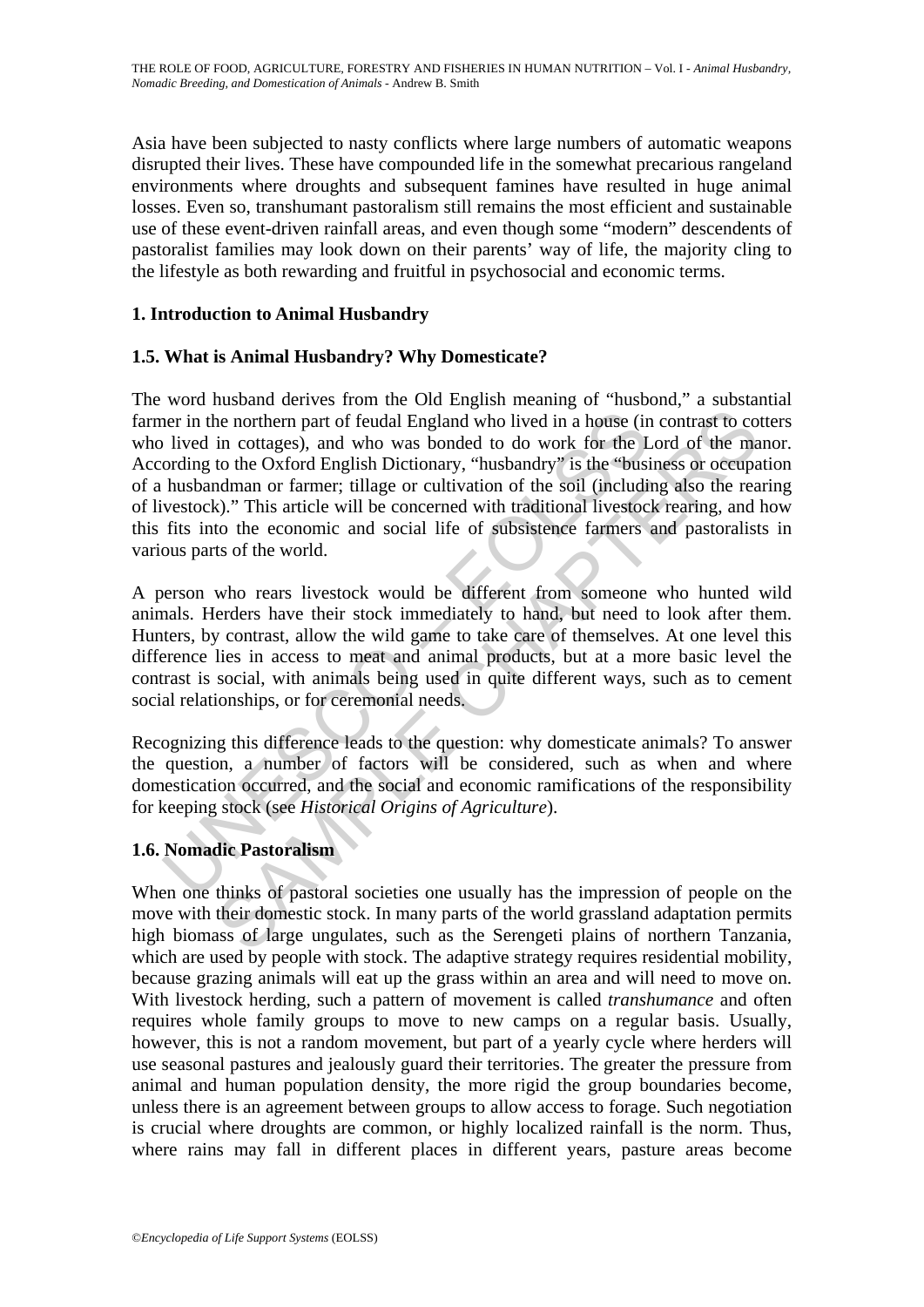Asia have been subjected to nasty conflicts where large numbers of automatic weapons disrupted their lives. These have compounded life in the somewhat precarious rangeland environments where droughts and subsequent famines have resulted in huge animal losses. Even so, transhumant pastoralism still remains the most efficient and sustainable use of these event-driven rainfall areas, and even though some "modern" descendents of pastoralist families may look down on their parents' way of life, the majority cling to the lifestyle as both rewarding and fruitful in psychosocial and economic terms.

## 1. Introduction to Animal Husbandry

### 1.5. What is Animal Husbandry? Why Domesticate?

The word husband derives from the Old English meaning of "husbond," a substantial farmer in the northern part of feudal England who lived in a house (in contrast to cotters who lived in cottages), and who was bonded to do work for the Lord of the manor. According to the Oxford English Dictionary, "husbandry" is the "business or occupation of a husbandman or farmer; tillage or cultivation of the soil (including also the rearing of livestock)." This article will be concerned with traditional livestock rearing, and how this fits into the economic and social life of subsistence farmers and pastoralists in various parts of the world.

A person who rears livestock would be different from someone who hunted wild animals. Herders have their stock immediately to hand, but need to look after them. Hunters, by contrast, allow the wild game to take care of themselves. At one level this difference lies in access to meat and animal products, but at a more basic level the contrast is social, with animals being used in quite different ways, such as to cement social relationships, or for ceremonial needs.

Recognizing this difference leads to the question: why domesticate animals? To answer the question, a number of factors will be considered, such as when and where domestication occurred, and the social and economic ramifications of the responsibility for keeping stock (see *Historical Origins of Agriculture*).

### 1.6. Nomadic Pastoralism

When one thinks of pastoral societies one usually has the impression of people on the move with their domestic stock. In many parts of the world grassland adaptation permits high biomass of large ungulates, such as the Serengeti plains of northern Tanzania, which are used by people with stock. The adaptive strategy requires residential mobility, because grazing animals will eat up the grass within an area and will need to move on. With livestock herding, such a pattern of movement is called *transhumance* and often requires whole family groups to move to new camps on a regular basis. Usually, however, this is not a random movement, but part of a yearly cycle where herders will use seasonal pastures and jealously guard their territories. The greater the pressure from animal and human population density, the more rigid the group boundaries become, unless there is an agreement between groups to allow access to forage. Such negotiation is crucial where droughts are common, or highly localized rainfall is the norm. Thus, where rains may fall in different places in different years, pasture areas become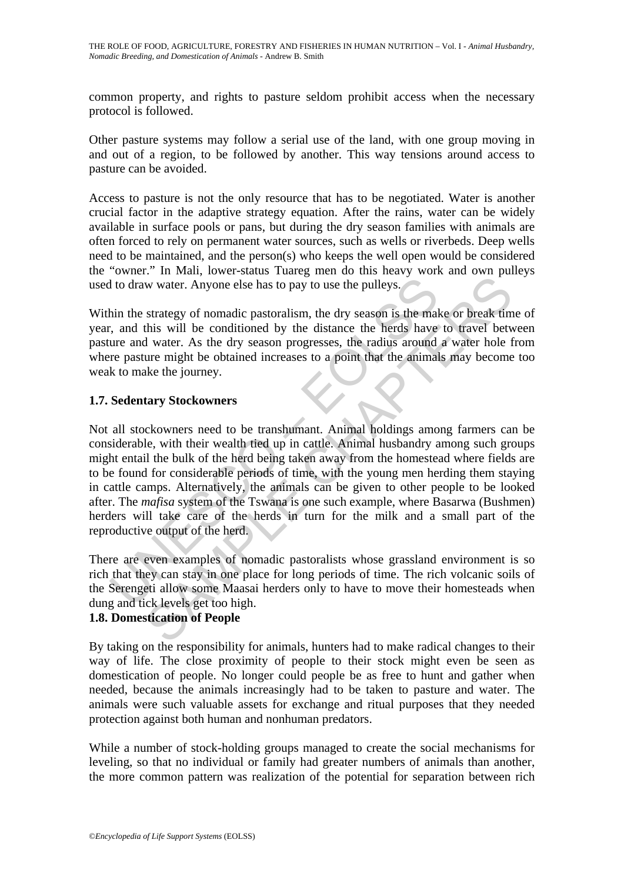common property, and rights to pasture seldom prohibit access when the necessary protocol is followed.

Other pasture systems may follow a serial use of the land, with one group moving in and out of a region, to be followed by another. This way tensions around access to pasture can be avoided.

Access to pasture is not the only resource that has to be negotiated. Water is another crucial factor in the adaptive strategy equation. After the rains, water can be widely available in surface pools or pans, but during the dry season families with animals are often forced to rely on permanent water sources, such as wells or riverbeds. Deep wells need to be maintained, and the person(s) who keeps the well open would be considered the "owner." In Mali, lower-status Tuareg men do this heavy work and own pulleys used to draw water. Anyone else has to pay to use the pulleys.

Within the strategy of nomadic pastoralism, the dry season is the make or break time of year, and this will be conditioned by the distance the herds have to travel between pasture and water. As the dry season progresses, the radius around a water hole from where pasture might be obtained increases to a point that the animals may become too weak to make the journey.

### 1.7. Sedentary Stockowners

Not all stockowners need to be transhumant. Animal holdings among farmers can be considerable, with their wealth tied up in cattle. Animal husbandry among such groups might entail the bulk of the herd being taken away from the homestead where fields are to be found for considerable periods of time, with the young men herding them staying in cattle camps. Alternatively, the animals can be given to other people to be looked after. The *mafisa* system of the Tswana is one such example, where Basarwa (Bushmen) herders will take care of the herds in turn for the milk and a small part of the reproductive output of the herd.

There are even examples of nomadic pastoralists whose grassland environment is so rich that they can stay in one place for long periods of time. The rich volcanic soils of the Serengeti allow some Maasai herders only to have to move their homesteads when dung and tick levels get too high.

### 1.8. Domestication of People

By taking on the responsibility for animals, hunters had to make radical changes to their way of life. The close proximity of people to their stock might even be seen as domestication of people. No longer could people be as free to hunt and gather when needed, because the animals increasingly had to be taken to pasture and water. The animals were such valuable assets for exchange and ritual purposes that they needed protection against both human and nonhuman predators.

While a number of stock-holding groups managed to create the social mechanisms for leveling, so that no individual or family had greater numbers of animals than another, the more common pattern was realization of the potential for separation between rich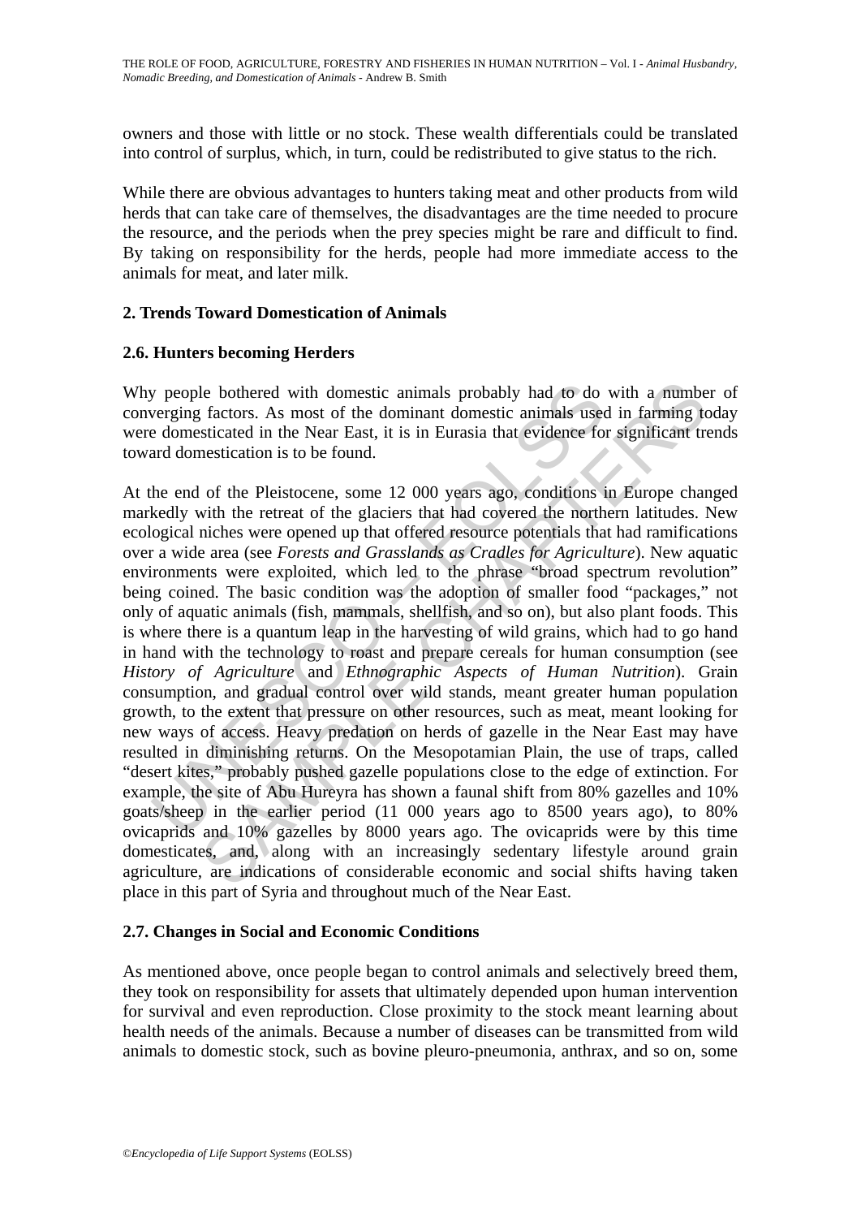owners and those with little or no stock. These wealth differentials could be translated into control of surplus, which, in turn, could be redistributed to give status to the rich.

While there are obvious advantages to hunters taking meat and other products from wild herds that can take care of themselves, the disadvantages are the time needed to procure the resource, and the periods when the prey species might be rare and difficult to find. By taking on responsibility for the herds, people had more immediate access to the animals for meat, and later milk.

## 2. Trends Toward Domestication of Animals

### 2.6. Hunters becoming Herders

Why people bothered with domestic animals probably had to do with a number of converging factors. As most of the dominant domestic animals used in farming today were domesticated in the Near East, it is in Eurasia that evidence for significant trends toward domestication is to be found.

At the end of the Pleistocene, some 12 000 years ago, conditions in Europe changed markedly with the retreat of the glaciers that had covered the northern latitudes. New ecological niches were opened up that offered resource potentials that had ramifications over a wide area (see *Forests and Grasslands as Cradles for Agriculture*). New aquatic environments were exploited, which led to the phrase "broad spectrum revolution" being coined. The basic condition was the adoption of smaller food "packages," not only of aquatic animals (fish, mammals, shellfish, and so on), but also plant foods. This is where there is a quantum leap in the harvesting of wild grains, which had to go hand in hand with the technology to roast and prepare cereals for human consumption (see *History of Agriculture* and *Ethnographic Aspects of Human Nutrition*). Grain consumption, and gradual control over wild stands, meant greater human population growth, to the extent that pressure on other resources, such as meat, meant looking for new ways of access. Heavy predation on herds of gazelle in the Near East may have resulted in diminishing returns. On the Mesopotamian Plain, the use of traps, called "desert kites," probably pushed gazelle populations close to the edge of extinction. For example, the site of Abu Hureyra has shown a faunal shift from 80% gazelles and 10% goats/sheep in the earlier period (11 000 years ago to 8500 years ago), to 80% ovicaprids and 10% gazelles by 8000 years ago. The ovicaprids were by this time domesticates, and, along with an increasingly sedentary lifestyle around grain agriculture, are indications of considerable economic and social shifts having taken place in this part of Syria and throughout much of the Near East.

### 2.7. Changes in Social and Economic Conditions

As mentioned above, once people began to control animals and selectively breed them, they took on responsibility for assets that ultimately depended upon human intervention for survival and even reproduction. Close proximity to the stock meant learning about health needs of the animals. Because a number of diseases can be transmitted from wild animals to domestic stock, such as bovine pleuro-pneumonia, anthrax, and so on, some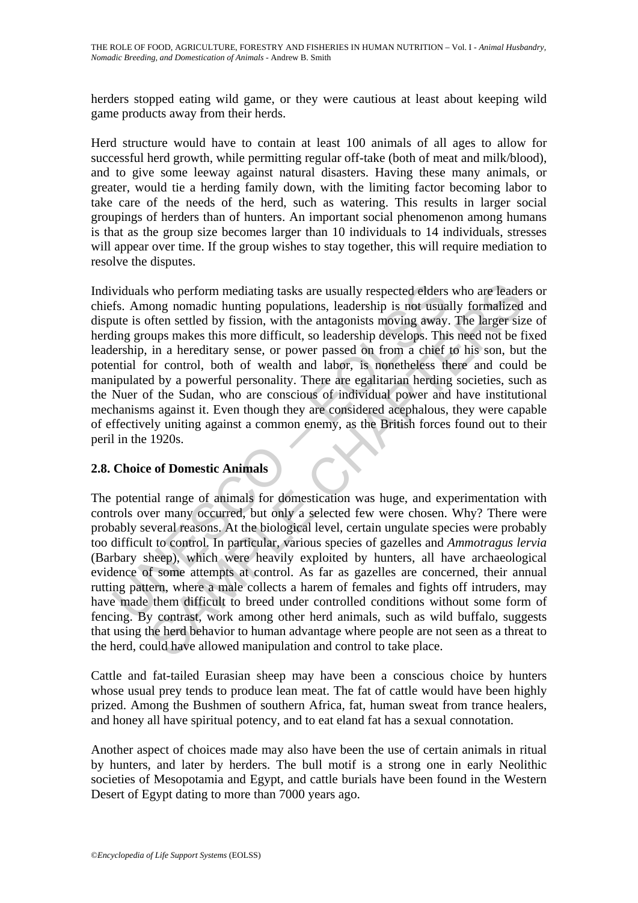herders stopped eating wild game, or they were cautious at least about keeping wild game products away from their herds.

Herd structure would have to contain at least 100 animals of all ages to allow for successful herd growth, while permitting regular off-take (both of meat and milk/blood), and to give some leeway against natural disasters. Having these many animals, or greater, would tie a herding family down, with the limiting factor becoming labor to take care of the needs of the herd, such as watering. This results in larger social groupings of herders than of hunters. An important social phenomenon among humans is that as the group size becomes larger than 10 individuals to 14 individuals, stresses will appear over time. If the group wishes to stay together, this will require mediation to resolve the disputes.

Individuals who perform mediating tasks are usually respected elders who are leaders or chiefs. Among nomadic hunting populations, leadership is not usually formalized and dispute is often settled by fission, with the antagonists moving away. The larger size of herding groups makes this more difficult, so leadership develops. This need not be fixed leadership, in a hereditary sense, or power passed on from a chief to his son, but the potential for control, both of wealth and labor, is nonetheless there and could be manipulated by a powerful personality. There are egalitarian herding societies, such as the Nuer of the Sudan, who are conscious of individual power and have institutional mechanisms against it. Even though they are considered acephalous, they were capable of effectively uniting against a common enemy, as the British forces found out to their peril in the 1920s.

## 2.8. Choice of Domestic Animals

The potential range of animals for domestication was huge, and experimentation with controls over many occurred, but only a selected few were chosen. Why? There were probably several reasons. At the biological level, certain ungulate species were probably too difficult to control. In particular, various species of gazelles and *Ammotragus lervia* (Barbary sheep), which were heavily exploited by hunters, all have archaeological evidence of some attempts at control. As far as gazelles are concerned, their annual rutting pattern, where a male collects a harem of females and fights off intruders, may have made them difficult to breed under controlled conditions without some form of fencing. By contrast, work among other herd animals, such as wild buffalo, suggests that using the herd behavior to human advantage where people are not seen as a threat to the herd, could have allowed manipulation and control to take place.

Cattle and fat-tailed Eurasian sheep may have been a conscious choice by hunters whose usual prey tends to produce lean meat. The fat of cattle would have been highly prized. Among the Bushmen of southern Africa, fat, human sweat from trance healers, and honey all have spiritual potency, and to eat eland fat has a sexual connotation.

Another aspect of choices made may also have been the use of certain animals in ritual by hunters, and later by herders. The bull motif is a strong one in early Neolithic societies of Mesopotamia and Egypt, and cattle burials have been found in the Western Desert of Egypt dating to more than 7000 years ago.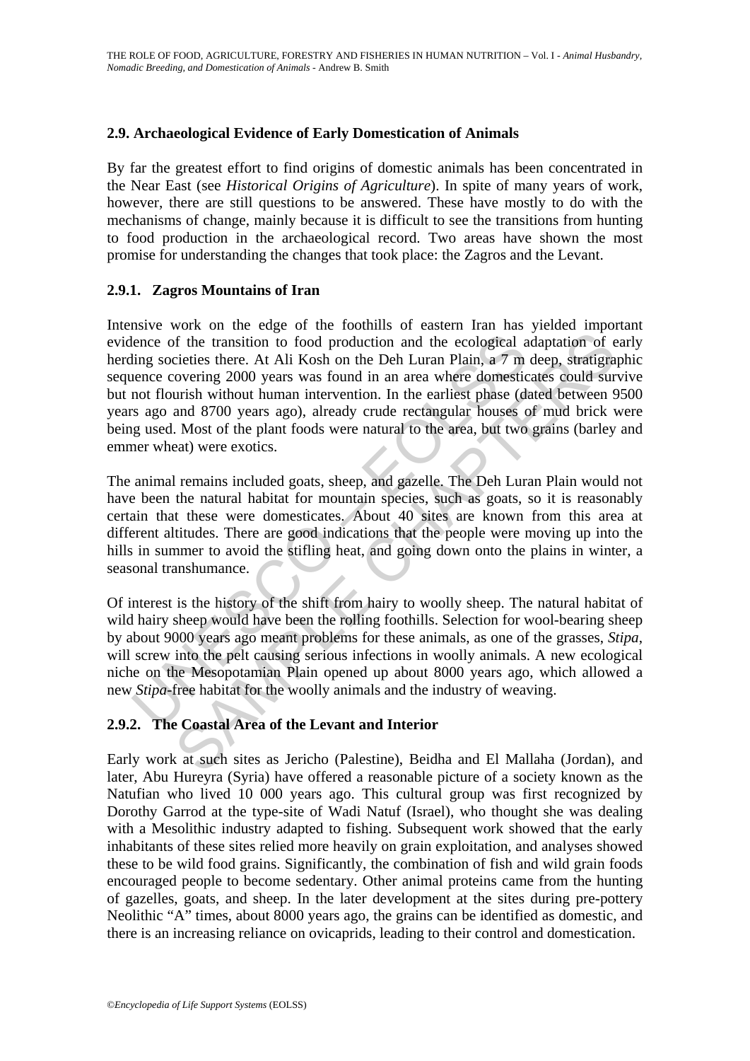### 2.9. Archaeological Evidence of Early Domestication of Animals

By far the greatest effort to find origins of domestic animals has been concentrated in the Near East (see *Historical Origins of Agriculture*). In spite of many years of work, however, there are still questions to be answered. These have mostly to do with the mechanisms of change, mainly because it is difficult to see the transitions from hunting to food production in the archaeological record. Two areas have shown the most promise for understanding the changes that took place: the Zagros and the Levant.

#### 2.9.1. Zagros Mountains of Iran

Intensive work on the edge of the foothills of eastern Iran has yielded important evidence of the transition to food production and the ecological adaptation of early herding societies there. At Ali Kosh on the Deh Luran Plain, a 7 m deep, stratigraphic sequence covering 2000 years was found in an area where domesticates could survive but not flourish without human intervention. In the earliest phase (dated between 9500 years ago and 8700 years ago), already crude rectangular houses of mud brick were being used. Most of the plant foods were natural to the area, but two grains (barley and emmer wheat) were exotics.

The animal remains included goats, sheep, and gazelle. The Deh Luran Plain would not have been the natural habitat for mountain species, such as goats, so it is reasonably certain that these were domesticates. About 40 sites are known from this area at different altitudes. There are good indications that the people were moving up into the hills in summer to avoid the stifling heat, and going down onto the plains in winter, a seasonal transhumance.

Of interest is the history of the shift from hairy to woolly sheep. The natural habitat of wild hairy sheep would have been the rolling foothills. Selection for wool-bearing sheep by about 9000 years ago meant problems for these animals, as one of the grasses, *Stipa*, will screw into the pelt causing serious infections in woolly animals. A new ecological niche on the Mesopotamian Plain opened up about 8000 years ago, which allowed a new *Stipa*-free habitat for the woolly animals and the industry of weaving.

#### 2.9.2. The Coastal Area of the Levant and Interior

Early work at such sites as Jericho (Palestine), Beidha and El Mallaha (Jordan), and later, Abu Hureyra (Syria) have offered a reasonable picture of a society known as the Natufian who lived 10 000 years ago. This cultural group was first recognized by Dorothy Garrod at the type-site of Wadi Natuf (Israel), who thought she was dealing with a Mesolithic industry adapted to fishing. Subsequent work showed that the early inhabitants of these sites relied more heavily on grain exploitation, and analyses showed these to be wild food grains. Significantly, the combination of fish and wild grain foods encouraged people to become sedentary. Other animal proteins came from the hunting of gazelles, goats, and sheep. In the later development at the sites during pre-pottery Neolithic "A" times, about 8000 years ago, the grains can be identified as domestic, and there is an increasing reliance on ovicaprids, leading to their control and domestication.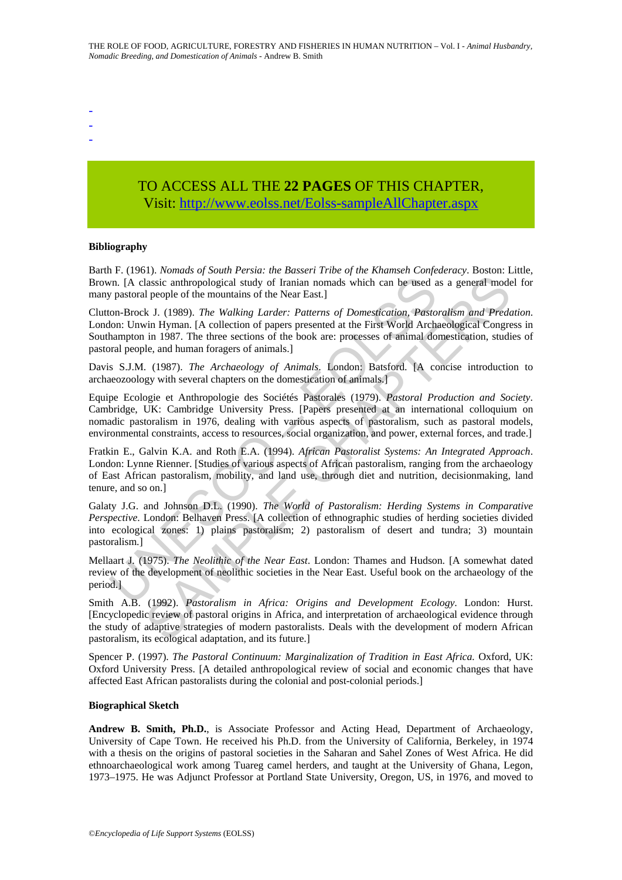-
-
-

TO ACCESS ALL THE **22 PAGES** OF THIS CHAPTER,
Visit: http://www.eolss.net/Eolss-sampleAllChapter.aspx

### Bibliography

Barth F. (1961). *Nomads of South Persia: the Basseri Tribe of the Khamseh Confederacy*. Boston: Little, Brown. [A classic anthropological study of Iranian nomads which can be used as a general model for many pastoral people of the mountains of the Near East.]

Clutton-Brock J. (1989). *The Walking Larder: Patterns of Domestication, Pastoralism and Predation*. London: Unwin Hyman. [A collection of papers presented at the First World Archaeological Congress in Southampton in 1987. The three sections of the book are: processes of animal domestication, studies of pastoral people, and human foragers of animals.]

Davis S.J.M. (1987). *The Archaeology of Animals*. London: Batsford. [A concise introduction to archaeozoology with several chapters on the domestication of animals.]

Equipe Ecologie et Anthropologie des Sociétés Pastorales (1979). *Pastoral Production and Society*. Cambridge, UK: Cambridge University Press. [Papers presented at an international colloquium on nomadic pastoralism in 1976, dealing with various aspects of pastoralism, such as pastoral models, environmental constraints, access to resources, social organization, and power, external forces, and trade.]

Fratkin E., Galvin K.A. and Roth E.A. (1994). *African Pastoralist Systems: An Integrated Approach*. London: Lynne Rienner. [Studies of various aspects of African pastoralism, ranging from the archaeology of East African pastoralism, mobility, and land use, through diet and nutrition, decisionmaking, land tenure, and so on.]

Galaty J.G. and Johnson D.L. (1990). *The World of Pastoralism: Herding Systems in Comparative Perspective*. London: Belhaven Press. [A collection of ethnographic studies of herding societies divided into ecological zones: 1) plains pastoralism; 2) pastoralism of desert and tundra; 3) mountain pastoralism.]

Mellaart J. (1975). *The Neolithic of the Near East*. London: Thames and Hudson. [A somewhat dated review of the development of neolithic societies in the Near East. Useful book on the archaeology of the period.]

Smith A.B. (1992). *Pastoralism in Africa: Origins and Development Ecology*. London: Hurst. [Encyclopedic review of pastoral origins in Africa, and interpretation of archaeological evidence through the study of adaptive strategies of modern pastoralists. Deals with the development of modern African pastoralism, its ecological adaptation, and its future.]

Spencer P. (1997). *The Pastoral Continuum: Marginalization of Tradition in East Africa.* Oxford, UK: Oxford University Press. [A detailed anthropological review of social and economic changes that have affected East African pastoralists during the colonial and post-colonial periods.]

### Biographical Sketch

**Andrew B. Smith, Ph.D.**, is Associate Professor and Acting Head, Department of Archaeology, University of Cape Town. He received his Ph.D. from the University of California, Berkeley, in 1974 with a thesis on the origins of pastoral societies in the Saharan and Sahel Zones of West Africa. He did ethnoarchaeological work among Tuareg camel herders, and taught at the University of Ghana, Legon, 1973–1975. He was Adjunct Professor at Portland State University, Oregon, US, in 1976, and moved to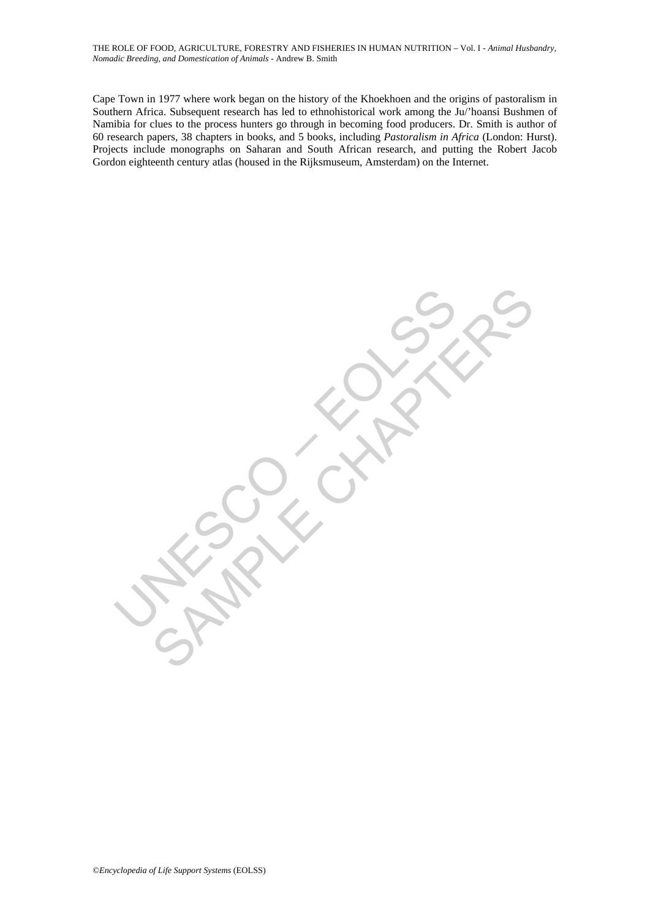Cape Town in 1977 where work began on the history of the Khoekhoen and the origins of pastoralism in Southern Africa. Subsequent research has led to ethnohistorical work among the Ju/'hoansi Bushmen of Namibia for clues to the process hunters go through in becoming food producers. Dr. Smith is author of 60 research papers, 38 chapters in books, and 5 books, including *Pastoralism in Africa* (London: Hurst). Projects include monographs on Saharan and South African research, and putting the Robert Jacob Gordon eighteenth century atlas (housed in the Rijksmuseum, Amsterdam) on the Internet.